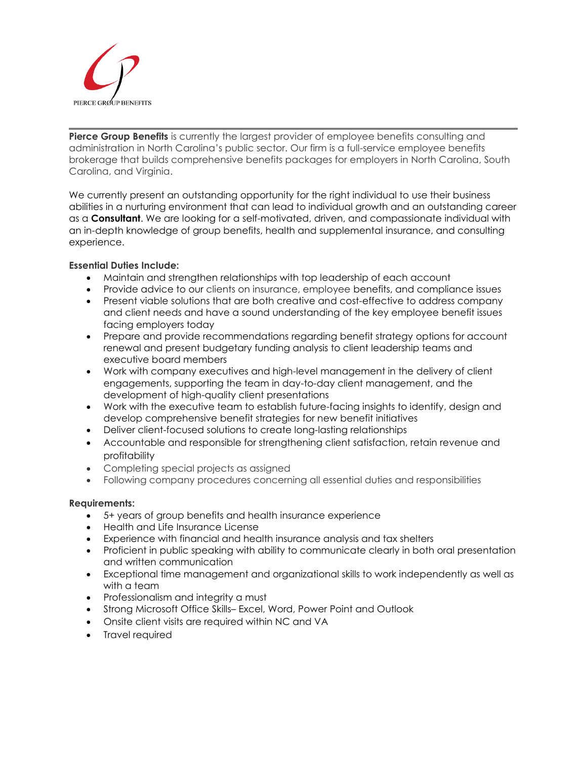PIERCE GROUP BENEFITS

---

**Pierce Group Benefits** is currently the largest provider of employee benefits consulting and administration in North Carolina's public sector. Our firm is a full-service employee benefits brokerage that builds comprehensive benefits packages for employers in North Carolina, South Carolina, and Virginia.

We currently present an outstanding opportunity for the right individual to use their business abilities in a nurturing environment that can lead to individual growth and an outstanding career as a **Consultant**. We are looking for a self-motivated, driven, and compassionate individual with an in-depth knowledge of group benefits, health and supplemental insurance, and consulting experience.

**Essential Duties Include:**

- Maintain and strengthen relationships with top leadership of each account
- Provide advice to our clients on insurance, employee benefits, and compliance issues
- Present viable solutions that are both creative and cost-effective to address company and client needs and have a sound understanding of the key employee benefit issues facing employers today
- Prepare and provide recommendations regarding benefit strategy options for account renewal and present budgetary funding analysis to client leadership teams and executive board members
- Work with company executives and high-level management in the delivery of client engagements, supporting the team in day-to-day client management, and the development of high-quality client presentations
- Work with the executive team to establish future-facing insights to identify, design and develop comprehensive benefit strategies for new benefit initiatives
- Deliver client-focused solutions to create long-lasting relationships
- Accountable and responsible for strengthening client satisfaction, retain revenue and profitability
- Completing special projects as assigned
- Following company procedures concerning all essential duties and responsibilities

**Requirements:**

- 5+ years of group benefits and health insurance experience
- Health and Life Insurance License
- Experience with financial and health insurance analysis and tax shelters
- Proficient in public speaking with ability to communicate clearly in both oral presentation and written communication
- Exceptional time management and organizational skills to work independently as well as with a team
- Professionalism and integrity a must
- Strong Microsoft Office Skills– Excel, Word, Power Point and Outlook
- Onsite client visits are required within NC and VA
- Travel required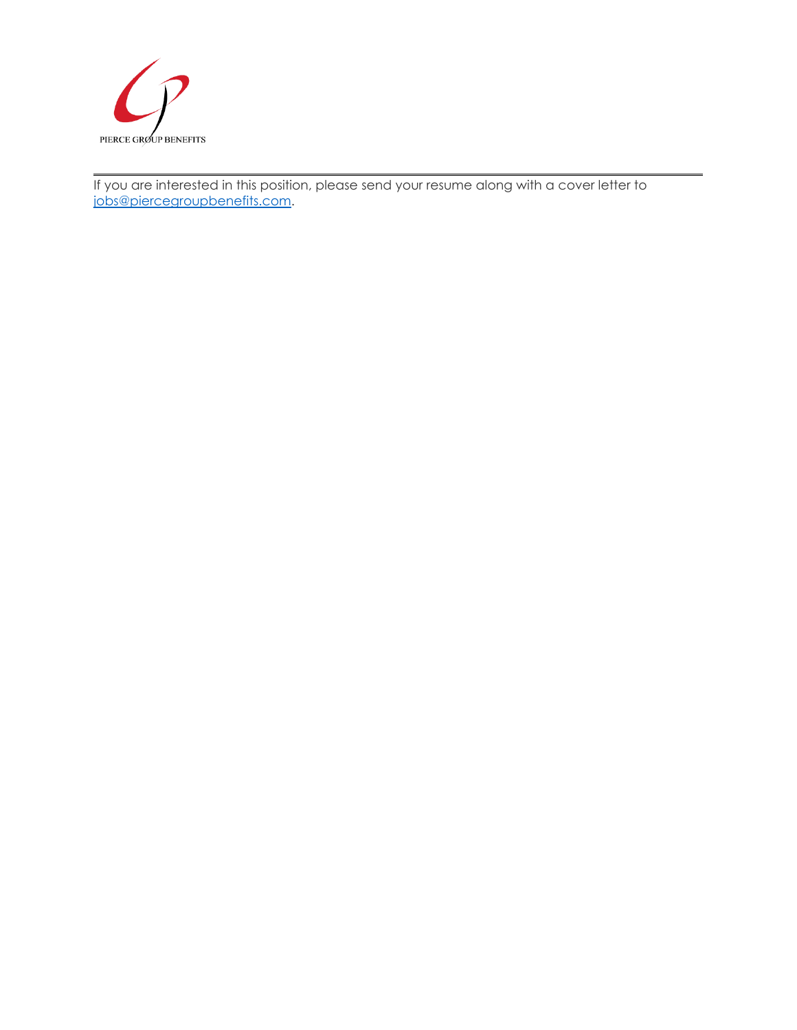If you are interested in this position, please send your resume along with a cover letter to jobs@piercegroupbenefits.com.